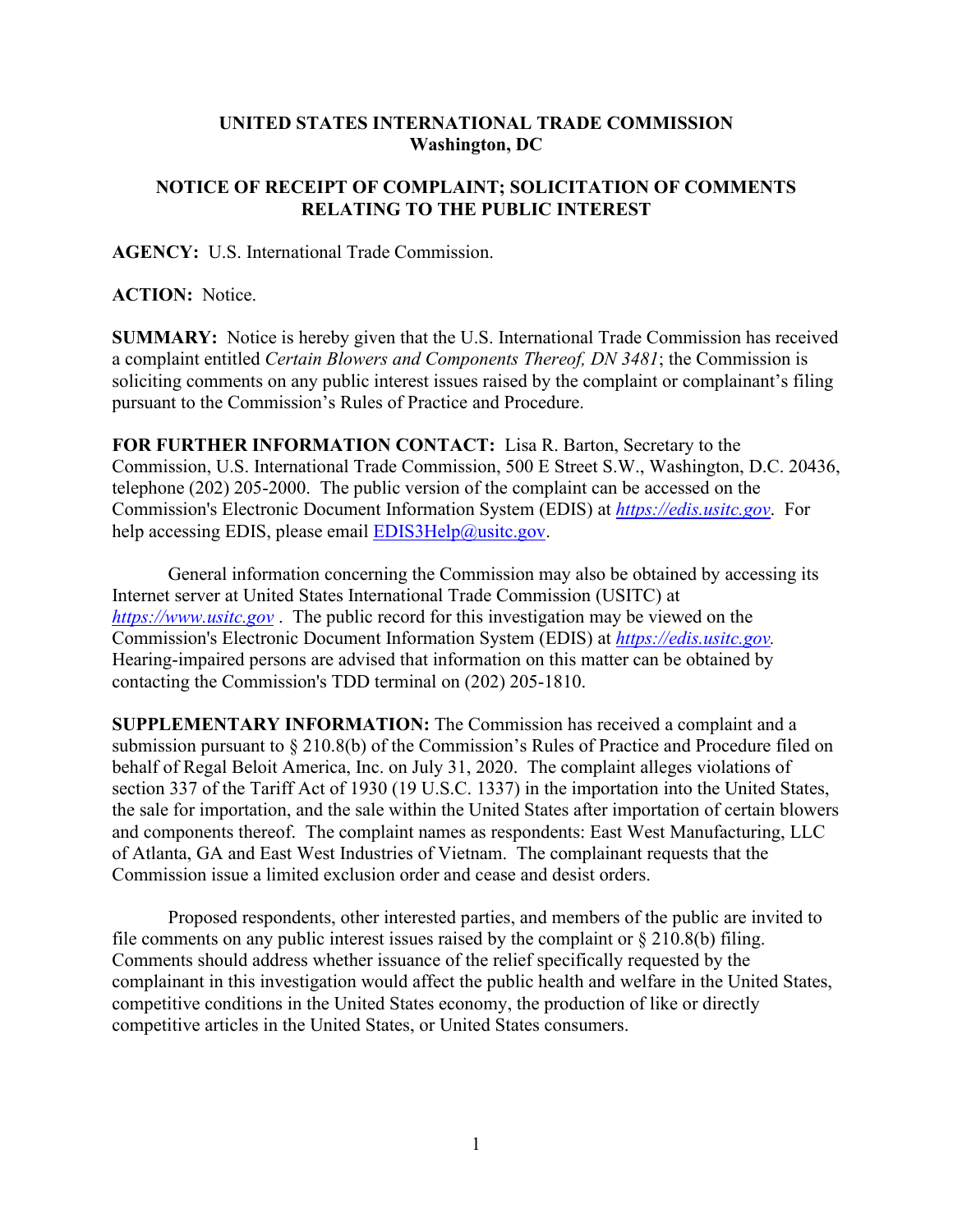**UNITED STATES INTERNATIONAL TRADE COMMISSION**
**Washington, DC**

**NOTICE OF RECEIPT OF COMPLAINT; SOLICITATION OF COMMENTS RELATING TO THE PUBLIC INTEREST**

**AGENCY:** U.S. International Trade Commission.

**ACTION:** Notice.

**SUMMARY:** Notice is hereby given that the U.S. International Trade Commission has received a complaint entitled *Certain Blowers and Components Thereof, DN 3481*; the Commission is soliciting comments on any public interest issues raised by the complaint or complainant's filing pursuant to the Commission's Rules of Practice and Procedure.

**FOR FURTHER INFORMATION CONTACT:** Lisa R. Barton, Secretary to the Commission, U.S. International Trade Commission, 500 E Street S.W., Washington, D.C. 20436, telephone (202) 205-2000. The public version of the complaint can be accessed on the Commission's Electronic Document Information System (EDIS) at *https://edis.usitc.gov*. For help accessing EDIS, please email EDIS3Help@usitc.gov.

General information concerning the Commission may also be obtained by accessing its Internet server at United States International Trade Commission (USITC) at *https://www.usitc.gov* . The public record for this investigation may be viewed on the Commission's Electronic Document Information System (EDIS) at *https://edis.usitc.gov.* Hearing-impaired persons are advised that information on this matter can be obtained by contacting the Commission's TDD terminal on (202) 205-1810.

**SUPPLEMENTARY INFORMATION:** The Commission has received a complaint and a submission pursuant to § 210.8(b) of the Commission's Rules of Practice and Procedure filed on behalf of Regal Beloit America, Inc. on July 31, 2020. The complaint alleges violations of section 337 of the Tariff Act of 1930 (19 U.S.C. 1337) in the importation into the United States, the sale for importation, and the sale within the United States after importation of certain blowers and components thereof. The complaint names as respondents: East West Manufacturing, LLC of Atlanta, GA and East West Industries of Vietnam. The complainant requests that the Commission issue a limited exclusion order and cease and desist orders.

Proposed respondents, other interested parties, and members of the public are invited to file comments on any public interest issues raised by the complaint or § 210.8(b) filing. Comments should address whether issuance of the relief specifically requested by the complainant in this investigation would affect the public health and welfare in the United States, competitive conditions in the United States economy, the production of like or directly competitive articles in the United States, or United States consumers.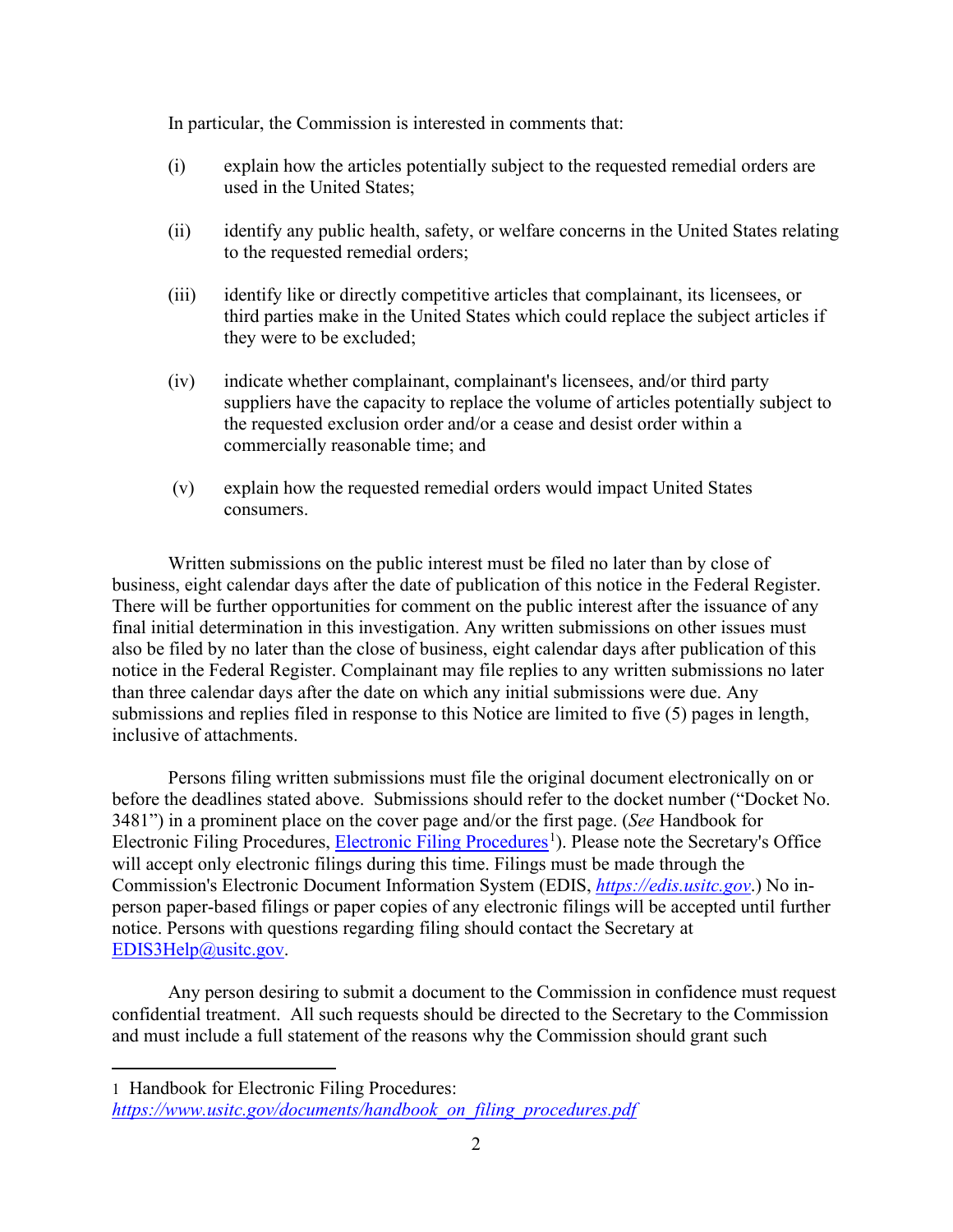In particular, the Commission is interested in comments that:

(i) explain how the articles potentially subject to the requested remedial orders are used in the United States;

(ii) identify any public health, safety, or welfare concerns in the United States relating to the requested remedial orders;

(iii) identify like or directly competitive articles that complainant, its licensees, or third parties make in the United States which could replace the subject articles if they were to be excluded;

(iv) indicate whether complainant, complainant's licensees, and/or third party suppliers have the capacity to replace the volume of articles potentially subject to the requested exclusion order and/or a cease and desist order within a commercially reasonable time; and

(v) explain how the requested remedial orders would impact United States consumers.

Written submissions on the public interest must be filed no later than by close of business, eight calendar days after the date of publication of this notice in the Federal Register. There will be further opportunities for comment on the public interest after the issuance of any final initial determination in this investigation. Any written submissions on other issues must also be filed by no later than the close of business, eight calendar days after publication of this notice in the Federal Register. Complainant may file replies to any written submissions no later than three calendar days after the date on which any initial submissions were due. Any submissions and replies filed in response to this Notice are limited to five (5) pages in length, inclusive of attachments.

Persons filing written submissions must file the original document electronically on or before the deadlines stated above. Submissions should refer to the docket number ("Docket No. 3481") in a prominent place on the cover page and/or the first page. (*See* Handbook for Electronic Filing Procedures, Electronic Filing Procedures[1]). Please note the Secretary's Office will accept only electronic filings during this time. Filings must be made through the Commission's Electronic Document Information System (EDIS, *https://edis.usitc.gov*.) No in-person paper-based filings or paper copies of any electronic filings will be accepted until further notice. Persons with questions regarding filing should contact the Secretary at EDIS3Help@usitc.gov.

Any person desiring to submit a document to the Commission in confidence must request confidential treatment. All such requests should be directed to the Secretary to the Commission and must include a full statement of the reasons why the Commission should grant such

---

1 Handbook for Electronic Filing Procedures: *https://www.usitc.gov/documents/handbook_on_filing_procedures.pdf*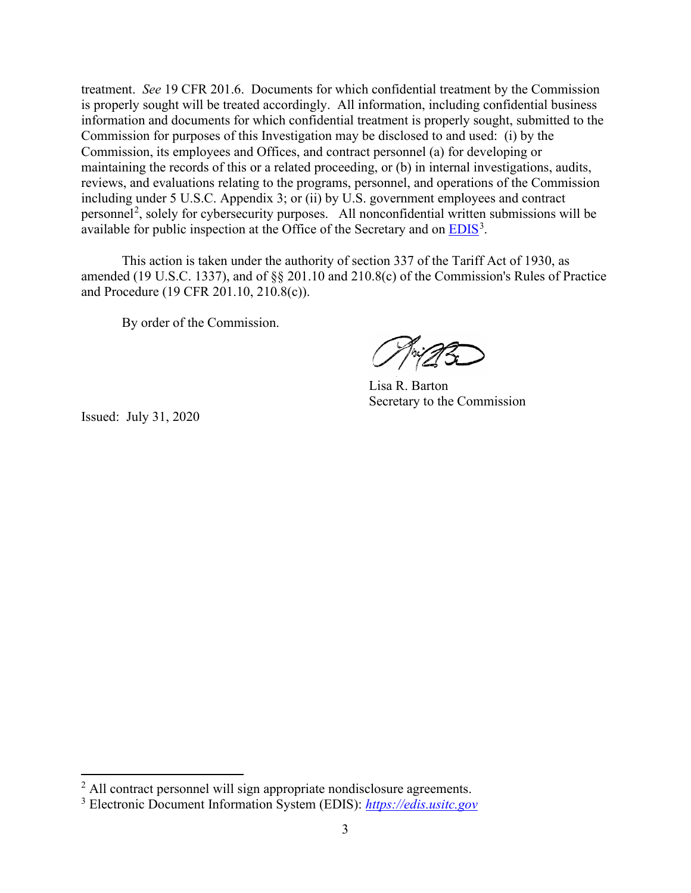treatment. *See* 19 CFR 201.6. Documents for which confidential treatment by the Commission is properly sought will be treated accordingly. All information, including confidential business information and documents for which confidential treatment is properly sought, submitted to the Commission for purposes of this Investigation may be disclosed to and used: (i) by the Commission, its employees and Offices, and contract personnel (a) for developing or maintaining the records of this or a related proceeding, or (b) in internal investigations, audits, reviews, and evaluations relating to the programs, personnel, and operations of the Commission including under 5 U.S.C. Appendix 3; or (ii) by U.S. government employees and contract personnel[2], solely for cybersecurity purposes. All nonconfidential written submissions will be available for public inspection at the Office of the Secretary and on EDIS[3].

This action is taken under the authority of section 337 of the Tariff Act of 1930, as amended (19 U.S.C. 1337), and of §§ 201.10 and 210.8(c) of the Commission's Rules of Practice and Procedure (19 CFR 201.10, 210.8(c)).

By order of the Commission.

Lisa R. Barton
Secretary to the Commission

Issued: July 31, 2020

[2] All contract personnel will sign appropriate nondisclosure agreements.

[3] Electronic Document Information System (EDIS): *https://edis.usitc.gov*